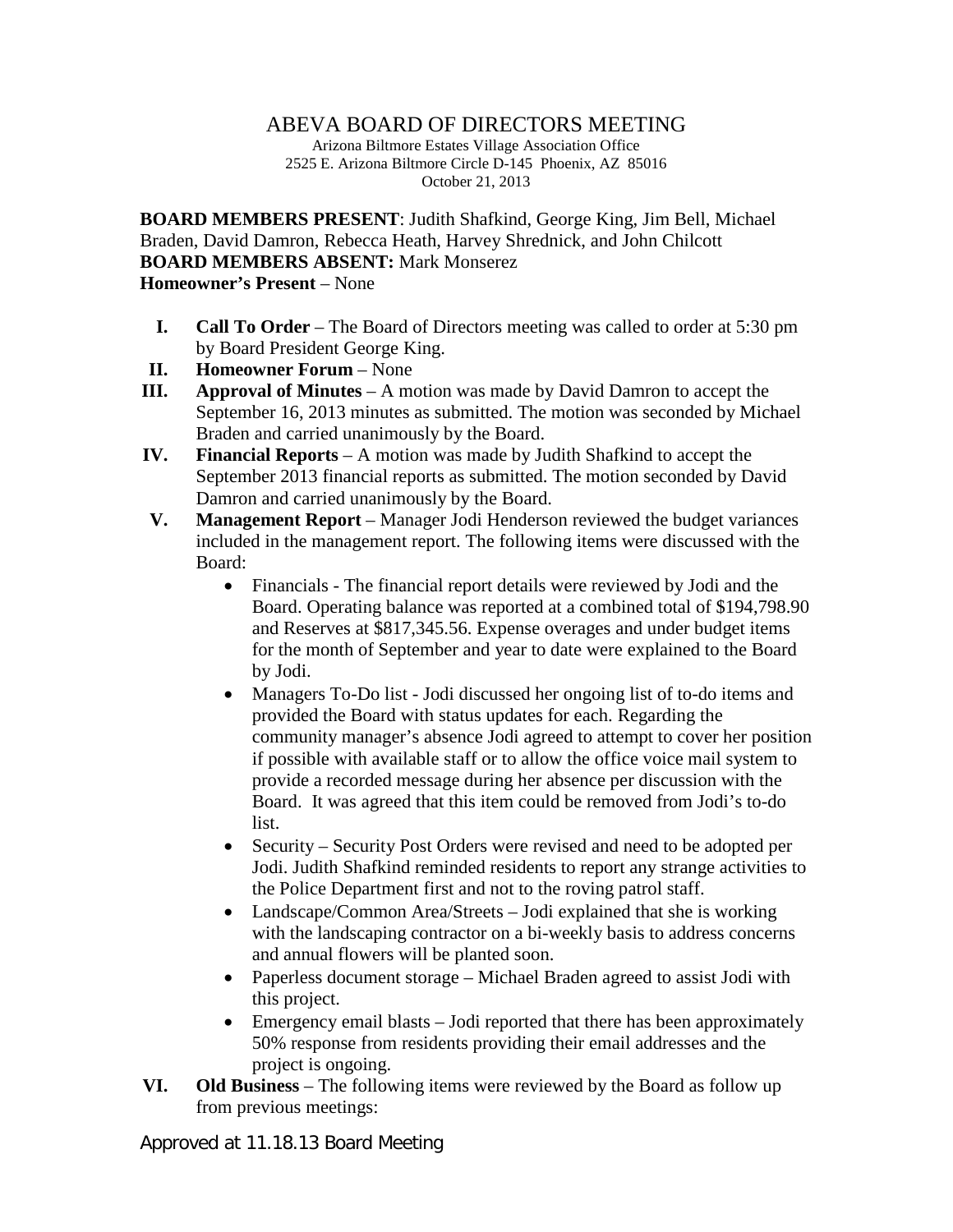# ABEVA BOARD OF DIRECTORS MEETING

Arizona Biltmore Estates Village Association Office
2525 E. Arizona Biltmore Circle D-145 Phoenix, AZ 85016
October 21, 2013

**BOARD MEMBERS PRESENT**: Judith Shafkind, George King, Jim Bell, Michael Braden, David Damron, Rebecca Heath, Harvey Shrednick, and John Chilcott
**BOARD MEMBERS ABSENT:** Mark Monserez
**Homeowner's Present** – None

I. **Call To Order** – The Board of Directors meeting was called to order at 5:30 pm by Board President George King.

II. **Homeowner Forum** – None

III. **Approval of Minutes** – A motion was made by David Damron to accept the September 16, 2013 minutes as submitted. The motion was seconded by Michael Braden and carried unanimously by the Board.

IV. **Financial Reports** – A motion was made by Judith Shafkind to accept the September 2013 financial reports as submitted. The motion seconded by David Damron and carried unanimously by the Board.

V. **Management Report** – Manager Jodi Henderson reviewed the budget variances included in the management report. The following items were discussed with the Board:
   - Financials - The financial report details were reviewed by Jodi and the Board. Operating balance was reported at a combined total of $194,798.90 and Reserves at $817,345.56. Expense overages and under budget items for the month of September and year to date were explained to the Board by Jodi.
   - Managers To-Do list - Jodi discussed her ongoing list of to-do items and provided the Board with status updates for each. Regarding the community manager's absence Jodi agreed to attempt to cover her position if possible with available staff or to allow the office voice mail system to provide a recorded message during her absence per discussion with the Board. It was agreed that this item could be removed from Jodi's to-do list.
   - Security – Security Post Orders were revised and need to be adopted per Jodi. Judith Shafkind reminded residents to report any strange activities to the Police Department first and not to the roving patrol staff.
   - Landscape/Common Area/Streets – Jodi explained that she is working with the landscaping contractor on a bi-weekly basis to address concerns and annual flowers will be planted soon.
   - Paperless document storage – Michael Braden agreed to assist Jodi with this project.
   - Emergency email blasts – Jodi reported that there has been approximately 50% response from residents providing their email addresses and the project is ongoing.

VI. **Old Business** – The following items were reviewed by the Board as follow up from previous meetings:

Approved at 11.18.13 Board Meeting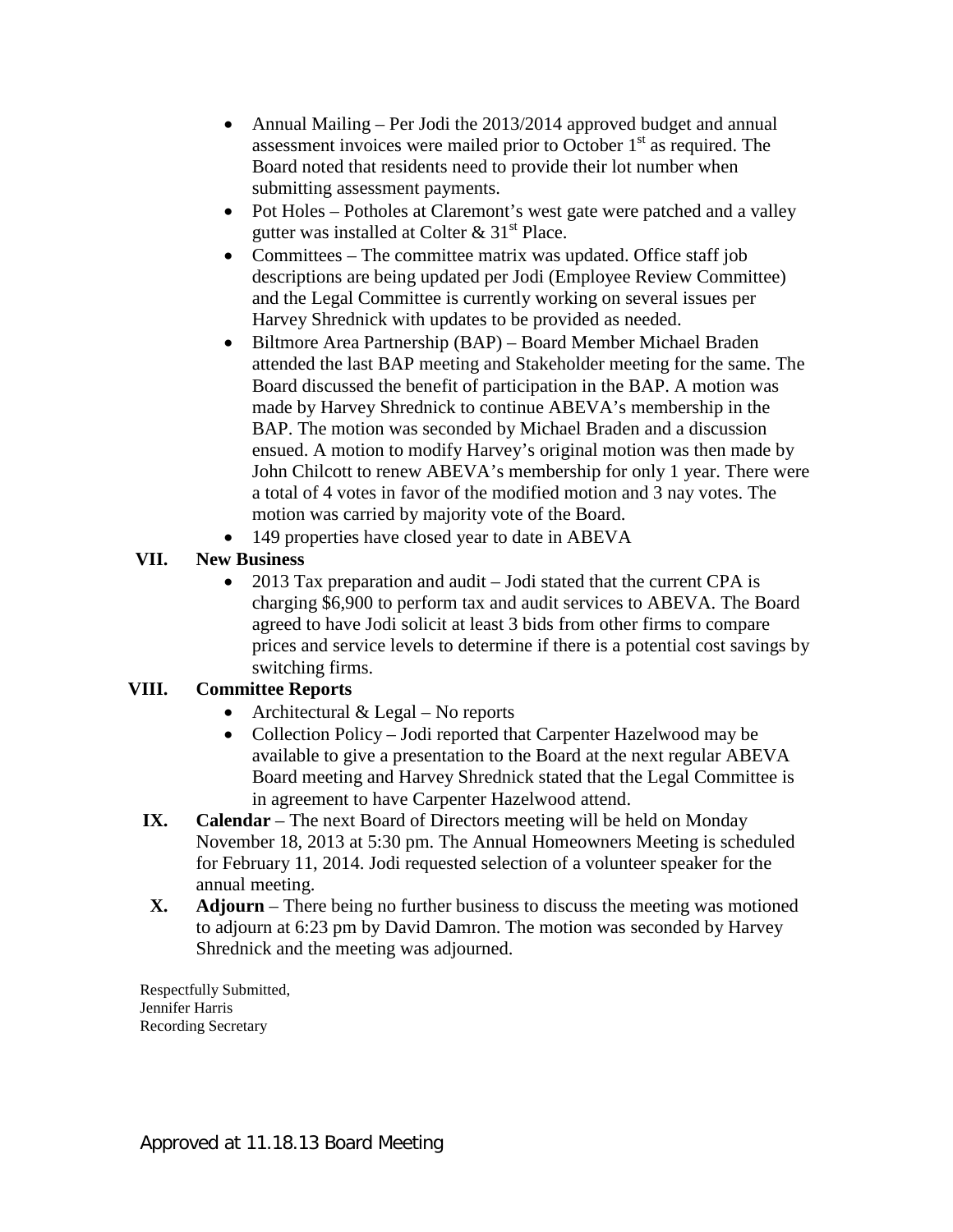- Annual Mailing – Per Jodi the 2013/2014 approved budget and annual assessment invoices were mailed prior to October 1st as required. The Board noted that residents need to provide their lot number when submitting assessment payments.
- Pot Holes – Potholes at Claremont's west gate were patched and a valley gutter was installed at Colter & 31st Place.
- Committees – The committee matrix was updated. Office staff job descriptions are being updated per Jodi (Employee Review Committee) and the Legal Committee is currently working on several issues per Harvey Shrednick with updates to be provided as needed.
- Biltmore Area Partnership (BAP) – Board Member Michael Braden attended the last BAP meeting and Stakeholder meeting for the same. The Board discussed the benefit of participation in the BAP. A motion was made by Harvey Shrednick to continue ABEVA's membership in the BAP. The motion was seconded by Michael Braden and a discussion ensued. A motion to modify Harvey's original motion was then made by John Chilcott to renew ABEVA's membership for only 1 year. There were a total of 4 votes in favor of the modified motion and 3 nay votes. The motion was carried by majority vote of the Board.
- 149 properties have closed year to date in ABEVA

**VII. New Business**

- 2013 Tax preparation and audit – Jodi stated that the current CPA is charging $6,900 to perform tax and audit services to ABEVA. The Board agreed to have Jodi solicit at least 3 bids from other firms to compare prices and service levels to determine if there is a potential cost savings by switching firms.

**VIII. Committee Reports**

- Architectural & Legal – No reports
- Collection Policy – Jodi reported that Carpenter Hazelwood may be available to give a presentation to the Board at the next regular ABEVA Board meeting and Harvey Shrednick stated that the Legal Committee is in agreement to have Carpenter Hazelwood attend.

**IX. Calendar** – The next Board of Directors meeting will be held on Monday November 18, 2013 at 5:30 pm. The Annual Homeowners Meeting is scheduled for February 11, 2014. Jodi requested selection of a volunteer speaker for the annual meeting.

**X. Adjourn** – There being no further business to discuss the meeting was motioned to adjourn at 6:23 pm by David Damron. The motion was seconded by Harvey Shrednick and the meeting was adjourned.

Respectfully Submitted,
Jennifer Harris
Recording Secretary

Approved at 11.18.13 Board Meeting